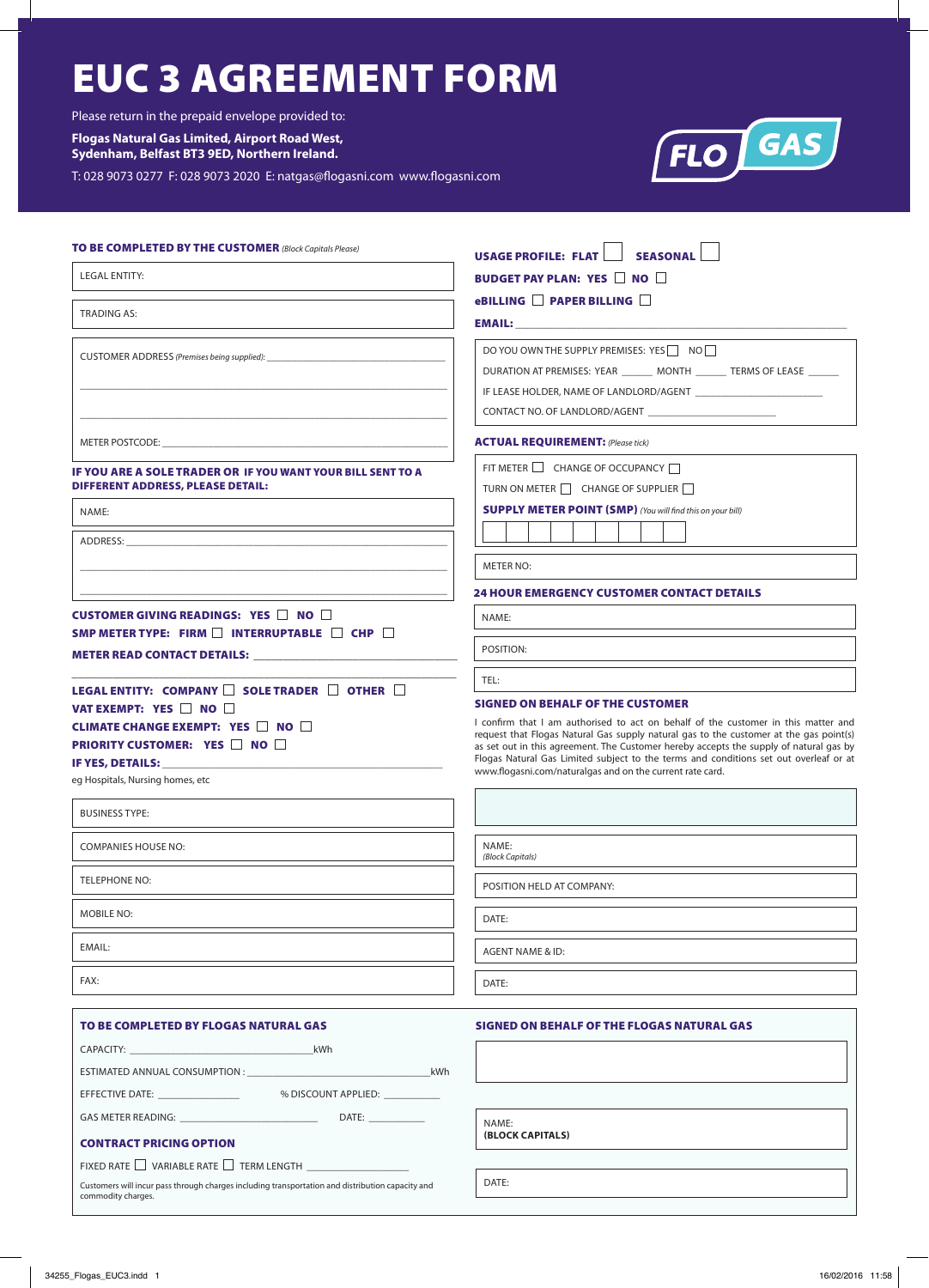# EUC 3 AGREEMENT FORM

Please return in the prepaid envelope provided to:

**Flogas Natural Gas Limited, Airport Road West, Sydenham, Belfast BT3 9ED, Northern Ireland.**

T: 028 9073 0277 F: 028 9073 2020 E: natgas@flogasni.com www.flogasni.com

FLO GAS

**TO BE COMPLETED BY THE CUSTOMER** *(Block Capitals Please)*

LEGAL ENTITY:

TRADING AS:

CUSTOMER ADDRESS *(Premises being supplied)*: ______________________________

______________________________

______________________________

METER POSTCODE: ______________________________

**IF YOU ARE A SOLE TRADER OR IF YOU WANT YOUR BILL SENT TO A DIFFERENT ADDRESS, PLEASE DETAIL:**

NAME:

ADDRESS: ______________________________

______________________________

______________________________

**CUSTOMER GIVING READINGS: YES ☐ NO ☐**

**SMP METER TYPE: FIRM ☐ INTERRUPTABLE ☐ CHP ☐**

**METER READ CONTACT DETAILS:** ______________________________

______________________________

**LEGAL ENTITY: COMPANY ☐ SOLE TRADER ☐ OTHER ☐**

**VAT EXEMPT: YES ☐ NO ☐**

**CLIMATE CHANGE EXEMPT: YES ☐ NO ☐**

**PRIORITY CUSTOMER: YES ☐ NO ☐**

**IF YES, DETAILS:** ______________________________

eg Hospitals, Nursing homes, etc

BUSINESS TYPE:

COMPANIES HOUSE NO:

TELEPHONE NO:

MOBILE NO:

EMAIL:

FAX:

**USAGE PROFILE: FLAT ☐ SEASONAL ☐**

**BUDGET PAY PLAN: YES ☐ NO ☐**

**eBILLING ☐ PAPER BILLING ☐**

**EMAIL:** ______________________________

DO YOU OWN THE SUPPLY PREMISES: YES ☐ NO ☐

DURATION AT PREMISES: YEAR ______ MONTH ______ TERMS OF LEASE ______

IF LEASE HOLDER, NAME OF LANDLORD/AGENT ______________________________

CONTACT NO. OF LANDLORD/AGENT ______________________________

**ACTUAL REQUIREMENT:** *(Please tick)*

FIT METER ☐ CHANGE OF OCCUPANCY ☐

TURN ON METER ☐ CHANGE OF SUPPLIER ☐

**SUPPLY METER POINT (SMP)** *(You will find this on your bill)*

| | | | | | | | | |
|---|---|---|---|---|---|---|---|---|
| | | | | | | | | |

METER NO:

**24 HOUR EMERGENCY CUSTOMER CONTACT DETAILS**

NAME:

POSITION:

TEL:

**SIGNED ON BEHALF OF THE CUSTOMER**

I confirm that I am authorised to act on behalf of the customer in this matter and request that Flogas Natural Gas supply natural gas to the customer at the gas point(s) as set out in this agreement. The Customer hereby accepts the supply of natural gas by Flogas Natural Gas Limited subject to the terms and conditions set out overleaf or at www.flogasni.com/naturalgas and on the current rate card.

NAME: *(Block Capitals)*

POSITION HELD AT COMPANY:

DATE:

AGENT NAME & ID:

DATE:

**TO BE COMPLETED BY FLOGAS NATURAL GAS**

CAPACITY: ______________________________ kWh

ESTIMATED ANNUAL CONSUMPTION : ______________________________ kWh

EFFECTIVE DATE: ______________ % DISCOUNT APPLIED: __________

GAS METER READING: ______________________ DATE: __________

**CONTRACT PRICING OPTION**

FIXED RATE ☐ VARIABLE RATE ☐ TERM LENGTH ________________

Customers will incur pass through charges including transportation and distribution capacity and commodity charges.

**SIGNED ON BEHALF OF THE FLOGAS NATURAL GAS**

NAME: **(BLOCK CAPITALS)**

DATE: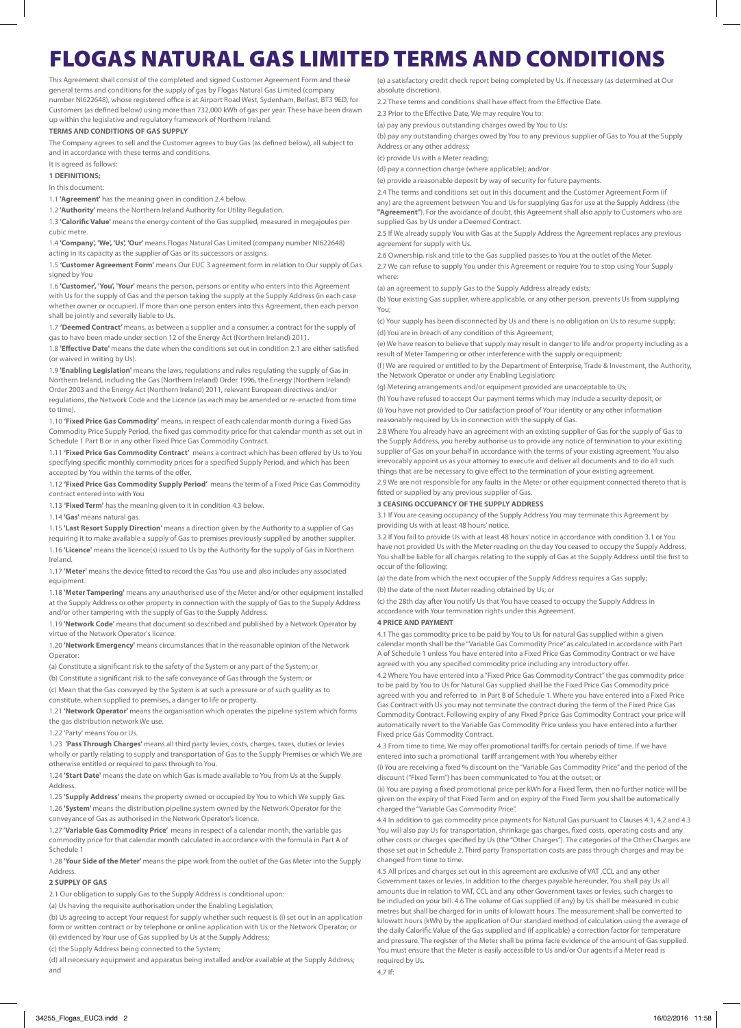# FLOGAS NATURAL GAS LIMITED TERMS AND CONDITIONS

This Agreement shall consist of the completed and signed Customer Agreement Form and these general terms and conditions for the supply of gas by Flogas Natural Gas Limited (company number NI622648), whose registered office is at Airport Road West, Sydenham, Belfast, BT3 9ED, for Customers (as defined below) using more than 732,000 kWh of gas per year. These have been drawn up within the legislative and regulatory framework of Northern Ireland.

**TERMS AND CONDITIONS OF GAS SUPPLY**

The Company agrees to sell and the Customer agrees to buy Gas (as defined below), all subject to and in accordance with these terms and conditions.

It is agreed as follows:

**1 DEFINITIONS;**

In this document:

1.1 **'Agreement'** has the meaning given in condition 2.4 below.

1.2 **'Authority'** means the Northern Ireland Authority for Utility Regulation.

1.3 **'Calorific Value'** means the energy content of the Gas supplied, measured in megajoules per cubic metre.

1.4 **'Company', 'We', 'Us', 'Our'** means Flogas Natural Gas Limited (company number NI622648) acting in its capacity as the supplier of Gas or its successors or assigns.

1.5 **'Customer Agreement Form'** means Our EUC 3 agreement form in relation to Our supply of Gas signed by You

1.6 **'Customer', 'You', 'Your'** means the person, persons or entity who enters into this Agreement with Us for the supply of Gas and the person taking the supply at the Supply Address (in each case whether owner or occupier). If more than one person enters into this Agreement, then each person shall be jointly and severally liable to Us.

1.7 **'Deemed Contract'** means, as between a supplier and a consumer, a contract for the supply of gas to have been made under section 12 of the Energy Act (Northern Ireland) 2011.

1.8 **'Effective Date'** means the date when the conditions set out in condition 2.1 are either satisfied (or waived in writing by Us).

1.9 **'Enabling Legislation'** means the laws, regulations and rules regulating the supply of Gas in Northern Ireland, including the Gas (Northern Ireland) Order 1996, the Energy (Northern Ireland) Order 2003 and the Energy Act (Northern Ireland) 2011, relevant European directives and/or regulations, the Network Code and the Licence (as each may be amended or re-enacted from time to time).

1.10 **'Fixed Price Gas Commodity'** means, in respect of each calendar month during a Fixed Gas Commodity Price Supply Period, the fixed gas commodity price for that calendar month as set out in Schedule 1 Part B or in any other Fixed Price Gas Commodity Contract.

1.11 **'Fixed Price Gas Commodity Contract'** means a contract which has been offered by Us to You specifying specific monthly commodity prices for a specified Supply Period, and which has been accepted by You within the terms of the offer.

1.12 **'Fixed Price Gas Commodity Supply Period'** means the term of a Fixed Price Gas Commodity contract entered into with You

1.13 **'Fixed Term'** has the meaning given to it in condition 4.3 below.

1.14 **'Gas'** means natural gas.

1.15 **'Last Resort Supply Direction'** means a direction given by the Authority to a supplier of Gas requiring it to make available a supply of Gas to premises previously supplied by another supplier.

1.16 **'Licence'** means the licence(s) issued to Us by the Authority for the supply of Gas in Northern Ireland.

1.17 **'Meter'** means the device fitted to record the Gas You use and also includes any associated equipment.

1.18 **'Meter Tampering'** means any unauthorised use of the Meter and/or other equipment installed at the Supply Address or other property in connection with the supply of Gas to the Supply Address and/or other tampering with the supply of Gas to the Supply Address.

1.19 **'Network Code'** means that document so described and published by a Network Operator by virtue of the Network Operator's licence.

1.20 **'Network Emergency'** means circumstances that in the reasonable opinion of the Network Operator:

(a) Constitute a significant risk to the safety of the System or any part of the System; or

(b) Constitute a significant risk to the safe conveyance of Gas through the System; or

(c) Mean that the Gas conveyed by the System is at such a pressure or of such quality as to constitute, when supplied to premises, a danger to life or property.

1.21 **'Network Operator'** means the organisation which operates the pipeline system which forms the gas distribution network We use.

1.22 'Party' means You or Us.

1.23 **'Pass Through Charges'** means all third party levies, costs, charges, taxes, duties or levies wholly or partly relating to supply and transportation of Gas to the Supply Premises or which We are otherwise entitled or required to pass through to You.

1.24 **'Start Date'** means the date on which Gas is made available to You from Us at the Supply Address.

1.25 **'Supply Address'** means the property owned or occupied by You to which We supply Gas.

1.26 **'System'** means the distribution pipeline system owned by the Network Operator for the conveyance of Gas as authorised in the Network Operator's licence.

1.27 **'Variable Gas Commodity Price'** means in respect of a calendar month, the variable gas commodity price for that calendar month calculated in accordance with the formula in Part A of Schedule 1

1.28 **'Your Side of the Meter'** means the pipe work from the outlet of the Gas Meter into the Supply Address.

**2 SUPPLY OF GAS**

2.1 Our obligation to supply Gas to the Supply Address is conditional upon:

(a) Us having the requisite authorisation under the Enabling Legislation;

(b) Us agreeing to accept Your request for supply whether such request is (i) set out in an application form or written contract or by telephone or online application with Us or the Network Operator; or (ii) evidenced by Your use of Gas supplied by Us at the Supply Address;

(c) the Supply Address being connected to the System;

(d) all necessary equipment and apparatus being installed and/or available at the Supply Address; and

(e) a satisfactory credit check report being completed by Us, if necessary (as determined at Our absolute discretion).

2.2 These terms and conditions shall have effect from the Effective Date.

2.3 Prior to the Effective Date, We may require You to:

(a) pay any previous outstanding charges owed by You to Us;

(b) pay any outstanding charges owed by You to any previous supplier of Gas to You at the Supply Address or any other address;

(c) provide Us with a Meter reading;

(d) pay a connection charge (where applicable); and/or

(e) provide a reasonable deposit by way of security for future payments.

2.4 The terms and conditions set out in this document and the Customer Agreement Form (if any) are the agreement between You and Us for supplying Gas for use at the Supply Address (the **"Agreement"**). For the avoidance of doubt, this Agreement shall also apply to Customers who are supplied Gas by Us under a Deemed Contract.

2.5 If We already supply You with Gas at the Supply Address the Agreement replaces any previous agreement for supply with Us.

2.6 Ownership, risk and title to the Gas supplied passes to You at the outlet of the Meter.

2.7 We can refuse to supply You under this Agreement or require You to stop using Your Supply where:

(a) an agreement to supply Gas to the Supply Address already exists;

(b) Your existing Gas supplier, where applicable, or any other person, prevents Us from supplying You;

(c) Your supply has been disconnected by Us and there is no obligation on Us to resume supply;

(d) You are in breach of any condition of this Agreement;

(e) We have reason to believe that supply may result in danger to life and/or property including as a result of Meter Tampering or other interference with the supply or equipment;

(f) We are required or entitled to by the Department of Enterprise, Trade & Investment, the Authority, the Network Operator or under any Enabling Legislation;

(g) Metering arrangements and/or equipment provided are unacceptable to Us;

(h) You have refused to accept Our payment terms which may include a security deposit; or

(i) You have not provided to Our satisfaction proof of Your identity or any other information reasonably required by Us in connection with the supply of Gas.

2.8 Where You already have an agreement with an existing supplier of Gas for the supply of Gas to the Supply Address, you hereby authorise us to provide any notice of termination to your existing supplier of Gas on your behalf in accordance with the terms of your existing agreement. You also irrevocably appoint us as your attorney to execute and deliver all documents and to do all such things that are be necessary to give effect to the termination of your existing agreement.

2.9 We are not responsible for any faults in the Meter or other equipment connected thereto that is fitted or supplied by any previous supplier of Gas.

**3 CEASING OCCUPANCY OF THE SUPPLY ADDRESS**

3.1 If You are ceasing occupancy of the Supply Address You may terminate this Agreement by providing Us with at least 48 hours' notice.

3.2 If You fail to provide Us with at least 48 hours' notice in accordance with condition 3.1 or You have not provided Us with the Meter reading on the day You ceased to occupy the Supply Address, You shall be liable for all charges relating to the supply of Gas at the Supply Address until the first to occur of the following:

(a) the date from which the next occupier of the Supply Address requires a Gas supply;

(b) the date of the next Meter reading obtained by Us; or

(c) the 28th day after You notify Us that You have ceased to occupy the Supply Address in accordance with Your termination rights under this Agreement.

**4 PRICE AND PAYMENT**

4.1 The gas commodity price to be paid by You to Us for natural Gas supplied within a given calendar month shall be the "Variable Gas Commodity Price" as calculated in accordance with Part A of Schedule 1 unless You have entered into a Fixed Price Gas Commodity Contract or we have agreed with you any specified commodity price including any introductory offer.

4.2 Where You have entered into a "Fixed Price Gas Commodity Contract" the gas commodity price to be paid by You to Us for Natural Gas supplied shall be the Fixed Price Gas Commodity price agreed with you and referred to in Part B of Schedule 1. Where you have entered into a Fixed Price Gas Contract with Us you may not terminate the contract during the term of the Fixed Price Gas Commodity Contract. Following expiry of any Fixed Pprice Gas Commodity Contract your price will automatically revert to the Variable Gas Commodity Price unless you have entered into a further Fixed price Gas Commodity Contract.

4.3 From time to time, We may offer promotional tariffs for certain periods of time. If we have entered into such a promotional tariff arrangement with You whereby either

(i) You are receiving a fixed % discount on the "Variable Gas Commodity Price" and the period of the discount ("Fixed Term") has been communicated to You at the outset; or

(ii) You are paying a fixed promotional price per kWh for a Fixed Term, then no further notice will be given on the expiry of that Fixed Term and on expiry of the Fixed Term you shall be automatically charged the "Variable Gas Commodity Price".

4.4 In addition to gas commodity price payments for Natural Gas pursuant to Clauses 4.1, 4.2 and 4.3 You will also pay Us for transportation, shrinkage gas charges, fixed costs, operating costs and any other costs or charges specified by Us (the "Other Charges"). The categories of the Other Charges are those set out in Schedule 2. Third party Transportation costs are pass through charges and may be changed from time to time.

4.5 All prices and charges set out in this agreement are exclusive of VAT ,CCL and any other Government taxes or levies. In addition to the charges payable hereunder, You shall pay Us all amounts due in relation to VAT, CCL and any other Government taxes or levies, such charges to be included on your bill. 4.6 The volume of Gas supplied (if any) by Us shall be measured in cubic metres but shall be charged for in units of kilowatt hours. The measurement shall be converted to kilowatt hours (kWh) by the application of Our standard method of calculation using the average of the daily Calorific Value of the Gas supplied and (if applicable) a correction factor for temperature and pressure. The register of the Meter shall be prima facie evidence of the amount of Gas supplied. You must ensure that the Meter is easily accessible to Us and/or Our agents if a Meter read is required by Us.

4.7 If: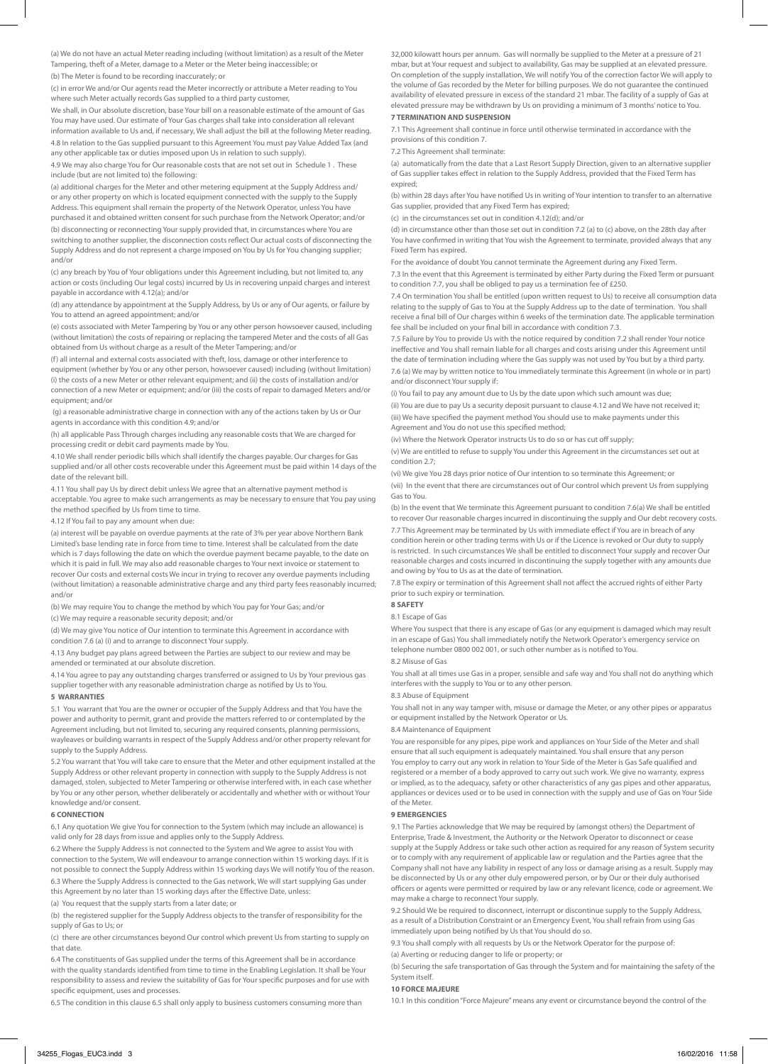(a) We do not have an actual Meter reading including (without limitation) as a result of the Meter Tampering, theft of a Meter, damage to a Meter or the Meter being inaccessible; or

(b) The Meter is found to be recording inaccurately; or

(c) in error We and/or Our agents read the Meter incorrectly or attribute a Meter reading to You where such Meter actually records Gas supplied to a third party customer,

We shall, in Our absolute discretion, base Your bill on a reasonable estimate of the amount of Gas You may have used. Our estimate of Your Gas charges shall take into consideration all relevant information available to Us and, if necessary, We shall adjust the bill at the following Meter reading.

4.8 In relation to the Gas supplied pursuant to this Agreement You must pay Value Added Tax (and any other applicable tax or duties imposed upon Us in relation to such supply).

4.9 We may also charge You for Our reasonable costs that are not set out in Schedule 1 . These include (but are not limited to) the following:

(a) additional charges for the Meter and other metering equipment at the Supply Address and/or any other property on which is located equipment connected with the supply to the Supply Address. This equipment shall remain the property of the Network Operator, unless You have purchased it and obtained written consent for such purchase from the Network Operator; and/or

(b) disconnecting or reconnecting Your supply provided that, in circumstances where You are switching to another supplier, the disconnection costs reflect Our actual costs of disconnecting the Supply Address and do not represent a charge imposed on You by Us for You changing supplier; and/or

(c) any breach by You of Your obligations under this Agreement including, but not limited to, any action or costs (including Our legal costs) incurred by Us in recovering unpaid charges and interest payable in accordance with 4.12(a); and/or

(d) any attendance by appointment at the Supply Address, by Us or any of Our agents, or failure by You to attend an agreed appointment; and/or

(e) costs associated with Meter Tampering by You or any other person howsoever caused, including (without limitation) the costs of repairing or replacing the tampered Meter and the costs of all Gas obtained from Us without charge as a result of the Meter Tampering; and/or

(f) all internal and external costs associated with theft, loss, damage or other interference to equipment (whether by You or any other person, howsoever caused) including (without limitation) (i) the costs of a new Meter or other relevant equipment; and (ii) the costs of installation and/or connection of a new Meter or equipment; and/or (iii) the costs of repair to damaged Meters and/or equipment; and/or

(g) a reasonable administrative charge in connection with any of the actions taken by Us or Our agents in accordance with this condition 4.9; and/or

(h) all applicable Pass Through charges including any reasonable costs that We are charged for processing credit or debit card payments made by You.

4.10 We shall render periodic bills which shall identify the charges payable. Our charges for Gas supplied and/or all other costs recoverable under this Agreement must be paid within 14 days of the date of the relevant bill.

4.11 You shall pay Us by direct debit unless We agree that an alternative payment method is acceptable. You agree to make such arrangements as may be necessary to ensure that You pay using the method specified by Us from time to time.

4.12 If You fail to pay any amount when due:

(a) interest will be payable on overdue payments at the rate of 3% per year above Northern Bank Limited's base lending rate in force from time to time. Interest shall be calculated from the date which is 7 days following the date on which the overdue payment became payable, to the date on which it is paid in full. We may also add reasonable charges to Your next invoice or statement to recover Our costs and external costs We incur in trying to recover any overdue payments including (without limitation) a reasonable administrative charge and any third party fees reasonably incurred; and/or

(b) We may require You to change the method by which You pay for Your Gas; and/or

(c) We may require a reasonable security deposit; and/or

(d) We may give You notice of Our intention to terminate this Agreement in accordance with condition 7.6 (a) (i) and to arrange to disconnect Your supply.

4.13 Any budget pay plans agreed between the Parties are subject to our review and may be amended or terminated at our absolute discretion.

4.14 You agree to pay any outstanding charges transferred or assigned to Us by Your previous gas supplier together with any reasonable administration charge as notified by Us to You.

**5 WARRANTIES**

5.1 You warrant that You are the owner or occupier of the Supply Address and that You have the power and authority to permit, grant and provide the matters referred to or contemplated by the Agreement including, but not limited to, securing any required consents, planning permissions, wayleaves or building warrants in respect of the Supply Address and/or other property relevant for supply to the Supply Address.

5.2 You warrant that You will take care to ensure that the Meter and other equipment installed at the Supply Address or other relevant property in connection with supply to the Supply Address is not damaged, stolen, subjected to Meter Tampering or otherwise interfered with, in each case whether by You or any other person, whether deliberately or accidentally and whether with or without Your knowledge and/or consent.

**6 CONNECTION**

6.1 Any quotation We give You for connection to the System (which may include an allowance) is valid only for 28 days from issue and applies only to the Supply Address.

6.2 Where the Supply Address is not connected to the System and We agree to assist You with connection to the System, We will endeavour to arrange connection within 15 working days. If it is not possible to connect the Supply Address within 15 working days We will notify You of the reason.

6.3 Where the Supply Address is connected to the Gas network, We will start supplying Gas under this Agreement by no later than 15 working days after the Effective Date, unless:

(a) You request that the supply starts from a later date; or

(b) the registered supplier for the Supply Address objects to the transfer of responsibility for the supply of Gas to Us; or

(c) there are other circumstances beyond Our control which prevent Us from starting to supply on that date.

6.4 The constituents of Gas supplied under the terms of this Agreement shall be in accordance with the quality standards identified from time to time in the Enabling Legislation. It shall be Your responsibility to assess and review the suitability of Gas for Your specific purposes and for use with specific equipment, uses and processes.

6.5 The condition in this clause 6.5 shall only apply to business customers consuming more than 32,000 kilowatt hours per annum. Gas will normally be supplied to the Meter at a pressure of 21 mbar, but at Your request and subject to availability, Gas may be supplied at an elevated pressure. On completion of the supply installation, We will notify You of the correction factor We will apply to the volume of Gas recorded by the Meter for billing purposes. We do not guarantee the continued availability of elevated pressure in excess of the standard 21 mbar. The facility of a supply of Gas at elevated pressure may be withdrawn by Us on providing a minimum of 3 months' notice to You.

**7 TERMINATION AND SUSPENSION**

7.1 This Agreement shall continue in force until otherwise terminated in accordance with the provisions of this condition 7.

7.2 This Agreement shall terminate:

(a) automatically from the date that a Last Resort Supply Direction, given to an alternative supplier of Gas supplier takes effect in relation to the Supply Address, provided that the Fixed Term has expired;

(b) within 28 days after You have notified Us in writing of Your intention to transfer to an alternative Gas supplier, provided that any Fixed Term has expired;

(c) in the circumstances set out in condition 4.12(d); and/or

(d) in circumstance other than those set out in condition 7.2 (a) to (c) above, on the 28th day after You have confirmed in writing that You wish the Agreement to terminate, provided always that any Fixed Term has expired.

For the avoidance of doubt You cannot terminate the Agreement during any Fixed Term.

7.3 In the event that this Agreement is terminated by either Party during the Fixed Term or pursuant to condition 7.7, you shall be obliged to pay us a termination fee of £250.

7.4 On termination You shall be entitled (upon written request to Us) to receive all consumption data relating to the supply of Gas to You at the Supply Address up to the date of termination. You shall receive a final bill of Our charges within 6 weeks of the termination date. The applicable termination fee shall be included on your final bill in accordance with condition 7.3.

7.5 Failure by You to provide Us with the notice required by condition 7.2 shall render Your notice ineffective and You shall remain liable for all charges and costs arising under this Agreement until the date of termination including where the Gas supply was not used by You but by a third party.

7.6 (a) We may by written notice to You immediately terminate this Agreement (in whole or in part) and/or disconnect Your supply if:

(i) You fail to pay any amount due to Us by the date upon which such amount was due;

(ii) You are due to pay Us a security deposit pursuant to clause 4.12 and We have not received it;

(iii) We have specified the payment method You should use to make payments under this Agreement and You do not use this specified method;

(iv) Where the Network Operator instructs Us to do so or has cut off supply;

(v) We are entitled to refuse to supply You under this Agreement in the circumstances set out at condition 2.7;

(vi) We give You 28 days prior notice of Our intention to so terminate this Agreement; or

(vii) In the event that there are circumstances out of Our control which prevent Us from supplying Gas to You.

(b) In the event that We terminate this Agreement pursuant to condition 7.6(a) We shall be entitled to recover Our reasonable charges incurred in discontinuing the supply and Our debt recovery costs.

7.7 This Agreement may be terminated by Us with immediate effect if You are in breach of any condition herein or other trading terms with Us or if the Licence is revoked or Our duty to supply is restricted. In such circumstances We shall be entitled to disconnect Your supply and recover Our reasonable charges and costs incurred in discontinuing the supply together with any amounts due and owing by You to Us as at the date of termination.

7.8 The expiry or termination of this Agreement shall not affect the accrued rights of either Party prior to such expiry or termination.

**8 SAFETY**

8.1 Escape of Gas

Where You suspect that there is any escape of Gas (or any equipment is damaged which may result in an escape of Gas) You shall immediately notify the Network Operator's emergency service on telephone number 0800 002 001, or such other number as is notified to You.

8.2 Misuse of Gas

You shall at all times use Gas in a proper, sensible and safe way and You shall not do anything which interferes with the supply to You or to any other person.

8.3 Abuse of Equipment

You shall not in any way tamper with, misuse or damage the Meter, or any other pipes or apparatus or equipment installed by the Network Operator or Us.

8.4 Maintenance of Equipment

You are responsible for any pipes, pipe work and appliances on Your Side of the Meter and shall ensure that all such equipment is adequately maintained. You shall ensure that any person You employ to carry out any work in relation to Your Side of the Meter is Gas Safe qualified and registered or a member of a body approved to carry out such work. We give no warranty, express or implied, as to the adequacy, safety or other characteristics of any gas pipes and other apparatus, appliances or devices used or to be used in connection with the supply and use of Gas on Your Side of the Meter.

**9 EMERGENCIES**

9.1 The Parties acknowledge that We may be required by (amongst others) the Department of Enterprise, Trade & Investment, the Authority or the Network Operator to disconnect or cease supply at the Supply Address or take such other action as required for any reason of System security or to comply with any requirement of applicable law or regulation and the Parties agree that the Company shall not have any liability in respect of any loss or damage arising as a result. Supply may be disconnected by Us or any other duly empowered person, or by Our or their duly authorised officers or agents were permitted or required by law or any relevant licence, code or agreement. We may make a charge to reconnect Your supply.

9.2 Should We be required to disconnect, interrupt or discontinue supply to the Supply Address, as a result of a Distribution Constraint or an Emergency Event, You shall refrain from using Gas immediately upon being notified by Us that You should do so.

9.3 You shall comply with all requests by Us or the Network Operator for the purpose of:

(a) Averting or reducing danger to life or property; or

(b) Securing the safe transportation of Gas through the System and for maintaining the safety of the System itself.

**10 FORCE MAJEURE**

10.1 In this condition "Force Majeure" means any event or circumstance beyond the control of the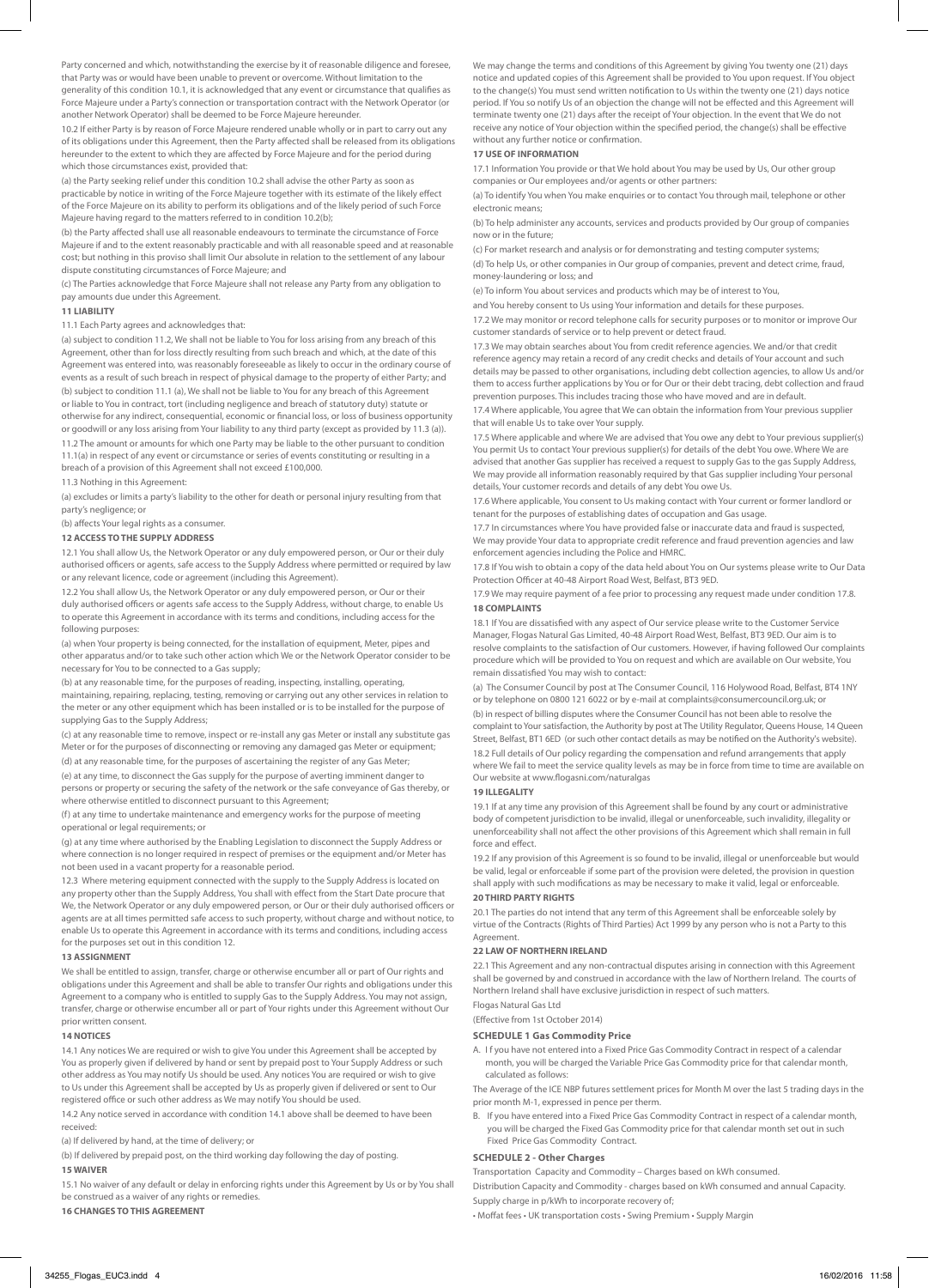Party concerned and which, notwithstanding the exercise by it of reasonable diligence and foresee, that Party was or would have been unable to prevent or overcome. Without limitation to the generality of this condition 10.1, it is acknowledged that any event or circumstance that qualifies as Force Majeure under a Party's connection or transportation contract with the Network Operator (or another Network Operator) shall be deemed to be Force Majeure hereunder.

10.2 If either Party is by reason of Force Majeure rendered unable wholly or in part to carry out any of its obligations under this Agreement, then the Party affected shall be released from its obligations hereunder to the extent to which they are affected by Force Majeure and for the period during which those circumstances exist, provided that:

(a) the Party seeking relief under this condition 10.2 shall advise the other Party as soon as practicable by notice in writing of the Force Majeure together with its estimate of the likely effect of the Force Majeure on its ability to perform its obligations and of the likely period of such Force Majeure having regard to the matters referred to in condition 10.2(b);

(b) the Party affected shall use all reasonable endeavours to terminate the circumstance of Force Majeure if and to the extent reasonably practicable and with all reasonable speed and at reasonable cost; but nothing in this proviso shall limit Our absolute in relation to the settlement of any labour dispute constituting circumstances of Force Majeure; and

(c) The Parties acknowledge that Force Majeure shall not release any Party from any obligation to pay amounts due under this Agreement.

**11 LIABILITY**

11.1 Each Party agrees and acknowledges that:

(a) subject to condition 11.2, We shall not be liable to You for loss arising from any breach of this Agreement, other than for loss directly resulting from such breach and which, at the date of this Agreement was entered into, was reasonably foreseeable as likely to occur in the ordinary course of events as a result of such breach in respect of physical damage to the property of either Party; and

(b) subject to condition 11.1 (a), We shall not be liable to You for any breach of this Agreement or liable to You in contract, tort (including negligence and breach of statutory duty) statute or otherwise for any indirect, consequential, economic or financial loss, or loss of business opportunity or goodwill or any loss arising from Your liability to any third party (except as provided by 11.3 (a)).

11.2 The amount or amounts for which one Party may be liable to the other pursuant to condition 11.1(a) in respect of any event or circumstance or series of events constituting or resulting in a breach of a provision of this Agreement shall not exceed £100,000.

11.3 Nothing in this Agreement:

(a) excludes or limits a party's liability to the other for death or personal injury resulting from that party's negligence; or

(b) affects Your legal rights as a consumer.

**12 ACCESS TO THE SUPPLY ADDRESS**

12.1 You shall allow Us, the Network Operator or any duly empowered person, or Our or their duly authorised officers or agents, safe access to the Supply Address where permitted or required by law or any relevant licence, code or agreement (including this Agreement).

12.2 You shall allow Us, the Network Operator or any duly empowered person, or Our or their duly authorised officers or agents safe access to the Supply Address, without charge, to enable Us to operate this Agreement in accordance with its terms and conditions, including access for the following purposes:

(a) when Your property is being connected, for the installation of equipment, Meter, pipes and other apparatus and/or to take such other action which We or the Network Operator consider to be necessary for You to be connected to a Gas supply;

(b) at any reasonable time, for the purposes of reading, inspecting, installing, operating, maintaining, repairing, replacing, testing, removing or carrying out any other services in relation to the meter or any other equipment which has been installed or is to be installed for the purpose of supplying Gas to the Supply Address;

(c) at any reasonable time to remove, inspect or re-install any gas Meter or install any substitute gas Meter or for the purposes of disconnecting or removing any damaged gas Meter or equipment;

(d) at any reasonable time, for the purposes of ascertaining the register of any Gas Meter;

(e) at any time, to disconnect the Gas supply for the purpose of averting imminent danger to persons or property or securing the safety of the network or the safe conveyance of Gas thereby, or where otherwise entitled to disconnect pursuant to this Agreement;

(f) at any time to undertake maintenance and emergency works for the purpose of meeting operational or legal requirements; or

(g) at any time where authorised by the Enabling Legislation to disconnect the Supply Address or where connection is no longer required in respect of premises or the equipment and/or Meter has not been used in a vacant property for a reasonable period.

12.3 Where metering equipment connected with the supply to the Supply Address is located on any property other than the Supply Address, You shall with effect from the Start Date procure that We, the Network Operator or any duly empowered person, or Our or their duly authorised officers or agents are at all times permitted safe access to such property, without charge and without notice, to enable Us to operate this Agreement in accordance with its terms and conditions, including access for the purposes set out in this condition 12.

**13 ASSIGNMENT**

We shall be entitled to assign, transfer, charge or otherwise encumber all or part of Our rights and obligations under this Agreement and shall be able to transfer Our rights and obligations under this Agreement to a company who is entitled to supply Gas to the Supply Address. You may not assign, transfer, charge or otherwise encumber all or part of Your rights under this Agreement without Our prior written consent.

**14 NOTICES**

14.1 Any notices We are required or wish to give You under this Agreement shall be accepted by You as properly given if delivered by hand or sent by prepaid post to Your Supply Address or such other address as You may notify Us should be used. Any notices You are required or wish to give to Us under this Agreement shall be accepted by Us as properly given if delivered or sent to Our registered office or such other address as We may notify You should be used.

14.2 Any notice served in accordance with condition 14.1 above shall be deemed to have been received:

(a) If delivered by hand, at the time of delivery; or

(b) If delivered by prepaid post, on the third working day following the day of posting.

**15 WAIVER**

15.1 No waiver of any default or delay in enforcing rights under this Agreement by Us or by You shall be construed as a waiver of any rights or remedies.

**16 CHANGES TO THIS AGREEMENT**

We may change the terms and conditions of this Agreement by giving You twenty one (21) days notice and updated copies of this Agreement shall be provided to You upon request. If You object to the change(s) You must send written notification to Us within the twenty one (21) days notice period. If You so notify Us of an objection the change will not be effected and this Agreement will terminate twenty one (21) days after the receipt of Your objection. In the event that We do not receive any notice of Your objection within the specified period, the change(s) shall be effective without any further notice or confirmation.

**17 USE OF INFORMATION**

17.1 Information You provide or that We hold about You may be used by Us, Our other group companies or Our employees and/or agents or other partners:

(a) To identify You when You make enquiries or to contact You through mail, telephone or other electronic means;

(b) To help administer any accounts, services and products provided by Our group of companies now or in the future;

(c) For market research and analysis or for demonstrating and testing computer systems;

(d) To help Us, or other companies in Our group of companies, prevent and detect crime, fraud, money-laundering or loss; and

(e) To inform You about services and products which may be of interest to You,

and You hereby consent to Us using Your information and details for these purposes.

17.2 We may monitor or record telephone calls for security purposes or to monitor or improve Our customer standards of service or to help prevent or detect fraud.

17.3 We may obtain searches about You from credit reference agencies. We and/or that credit reference agency may retain a record of any credit checks and details of Your account and such details may be passed to other organisations, including debt collection agencies, to allow Us and/or them to access further applications by You or for Our or their debt tracing, debt collection and fraud prevention purposes. This includes tracing those who have moved and are in default.

17.4 Where applicable, You agree that We can obtain the information from Your previous supplier that will enable Us to take over Your supply.

17.5 Where applicable and where We are advised that You owe any debt to Your previous supplier(s) You permit Us to contact Your previous supplier(s) for details of the debt You owe. Where We are advised that another Gas supplier has received a request to supply Gas to the gas Supply Address, We may provide all information reasonably required by that Gas supplier including Your personal details, Your customer records and details of any debt You owe Us.

17.6 Where applicable, You consent to Us making contact with Your current or former landlord or tenant for the purposes of establishing dates of occupation and Gas usage.

17.7 In circumstances where You have provided false or inaccurate data and fraud is suspected, We may provide Your data to appropriate credit reference and fraud prevention agencies and law enforcement agencies including the Police and HMRC.

17.8 If You wish to obtain a copy of the data held about You on Our systems please write to Our Data Protection Officer at 40-48 Airport Road West, Belfast, BT3 9ED.

17.9 We may require payment of a fee prior to processing any request made under condition 17.8.

**18 COMPLAINTS**

18.1 If You are dissatisfied with any aspect of Our service please write to the Customer Service Manager, Flogas Natural Gas Limited, 40-48 Airport Road West, Belfast, BT3 9ED. Our aim is to resolve complaints to the satisfaction of Our customers. However, if having followed Our complaints procedure which will be provided to You on request and which are available on Our website, You remain dissatisfied You may wish to contact:

(a) The Consumer Council by post at The Consumer Council, 116 Holywood Road, Belfast, BT4 1NY or by telephone on 0800 121 6022 or by e-mail at complaints@consumercouncil.org.uk; or

(b) in respect of billing disputes where the Consumer Council has not been able to resolve the complaint to Your satisfaction, the Authority by post at The Utility Regulator, Queens House, 14 Queen Street, Belfast, BT1 6ED (or such other contact details as may be notified on the Authority's website).

18.2 Full details of Our policy regarding the compensation and refund arrangements that apply where We fail to meet the service quality levels as may be in force from time to time are available on Our website at www.flogasni.com/naturalgas

**19 ILLEGALITY**

19.1 If at any time any provision of this Agreement shall be found by any court or administrative body of competent jurisdiction to be invalid, illegal or unenforceable, such invalidity, illegality or unenforceability shall not affect the other provisions of this Agreement which shall remain in full force and effect.

19.2 If any provision of this Agreement is so found to be invalid, illegal or unenforceable but would be valid, legal or enforceable if some part of the provision were deleted, the provision in question shall apply with such modifications as may be necessary to make it valid, legal or enforceable.

**20 THIRD PARTY RIGHTS**

20.1 The parties do not intend that any term of this Agreement shall be enforceable solely by virtue of the Contracts (Rights of Third Parties) Act 1999 by any person who is not a Party to this Agreement.

**22 LAW OF NORTHERN IRELAND**

22.1 This Agreement and any non-contractual disputes arising in connection with this Agreement shall be governed by and construed in accordance with the law of Northern Ireland. The courts of Northern Ireland shall have exclusive jurisdiction in respect of such matters.

Flogas Natural Gas Ltd

(Effective from 1st October 2014)

**SCHEDULE 1 Gas Commodity Price**

A. I f you have not entered into a Fixed Price Gas Commodity Contract in respect of a calendar month, you will be charged the Variable Price Gas Commodity price for that calendar month, calculated as follows:

The Average of the ICE NBP futures settlement prices for Month M over the last 5 trading days in the prior month M-1, expressed in pence per therm.

B. If you have entered into a Fixed Price Gas Commodity Contract in respect of a calendar month, you will be charged the Fixed Gas Commodity price for that calendar month set out in such Fixed Price Gas Commodity Contract.

**SCHEDULE 2 - Other Charges**

Transportation Capacity and Commodity – Charges based on kWh consumed.

Distribution Capacity and Commodity - charges based on kWh consumed and annual Capacity.

Supply charge in p/kWh to incorporate recovery of;

• Moffat fees • UK transportation costs • Swing Premium • Supply Margin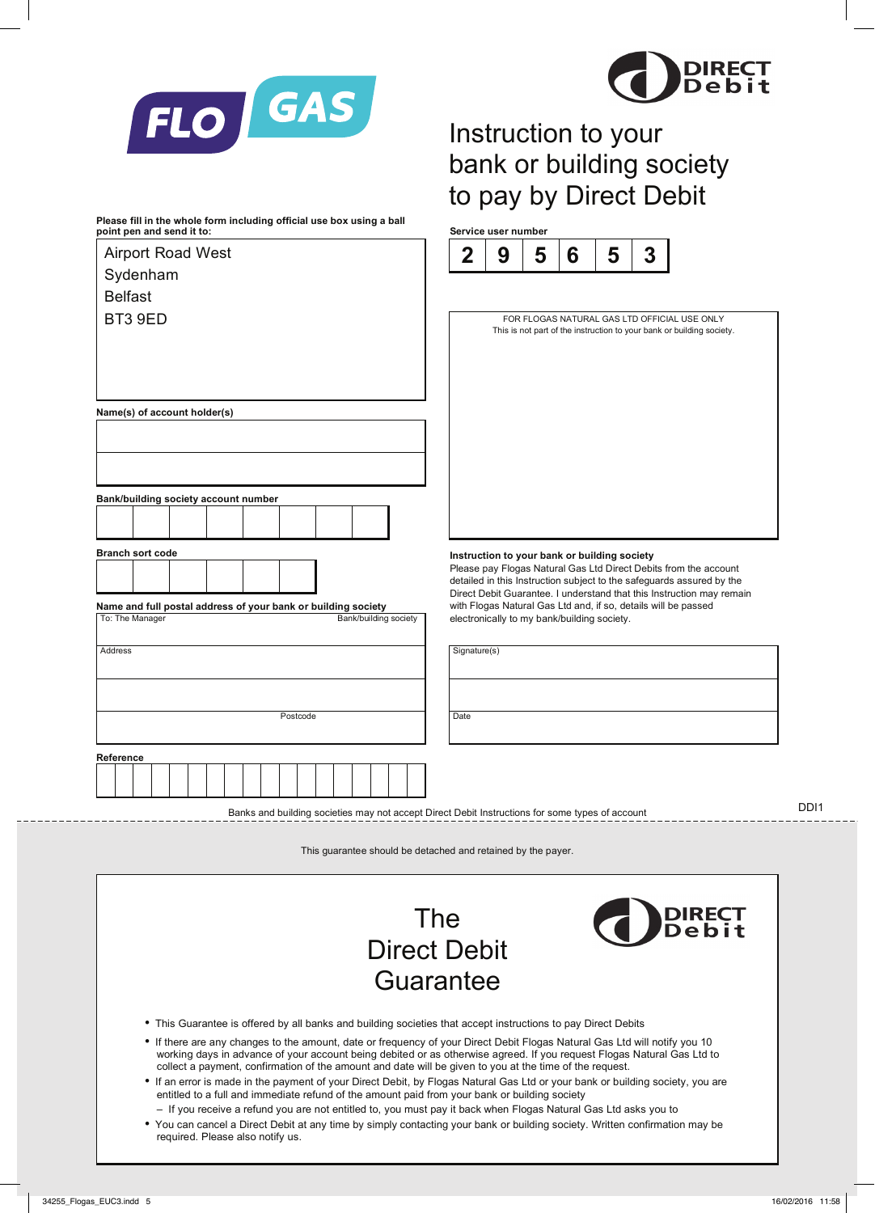FLO GAS

DIRECT Debit

# Instruction to your bank or building society to pay by Direct Debit

**Please fill in the whole form including official use box using a ball point pen and send it to:**

Airport Road West
Sydenham
Belfast
BT3 9ED

**Service user number**

| 2 | 9 | 5 | 6 | 5 | 3 |
|---|---|---|---|---|---|

FOR FLOGAS NATURAL GAS LTD OFFICIAL USE ONLY
This is not part of the instruction to your bank or building society.

**Name(s) of account holder(s)**

**Bank/building society account number**

**Branch sort code**

**Name and full postal address of your bank or building society**

To: The Manager — Bank/building society

Address

Postcode

**Reference**

**Instruction to your bank or building society**
Please pay Flogas Natural Gas Ltd Direct Debits from the account detailed in this Instruction subject to the safeguards assured by the Direct Debit Guarantee. I understand that this Instruction may remain with Flogas Natural Gas Ltd and, if so, details will be passed electronically to my bank/building society.

Signature(s)

Date

Banks and building societies may not accept Direct Debit Instructions for some types of account

DDI1

This guarantee should be detached and retained by the payer.

## The Direct Debit Guarantee

DIRECT Debit

- This Guarantee is offered by all banks and building societies that accept instructions to pay Direct Debits
- If there are any changes to the amount, date or frequency of your Direct Debit Flogas Natural Gas Ltd will notify you 10 working days in advance of your account being debited or as otherwise agreed. If you request Flogas Natural Gas Ltd to collect a payment, confirmation of the amount and date will be given to you at the time of the request.
- If an error is made in the payment of your Direct Debit, by Flogas Natural Gas Ltd or your bank or building society, you are entitled to a full and immediate refund of the amount paid from your bank or building society
  – If you receive a refund you are not entitled to, you must pay it back when Flogas Natural Gas Ltd asks you to
- You can cancel a Direct Debit at any time by simply contacting your bank or building society. Written confirmation may be required. Please also notify us.